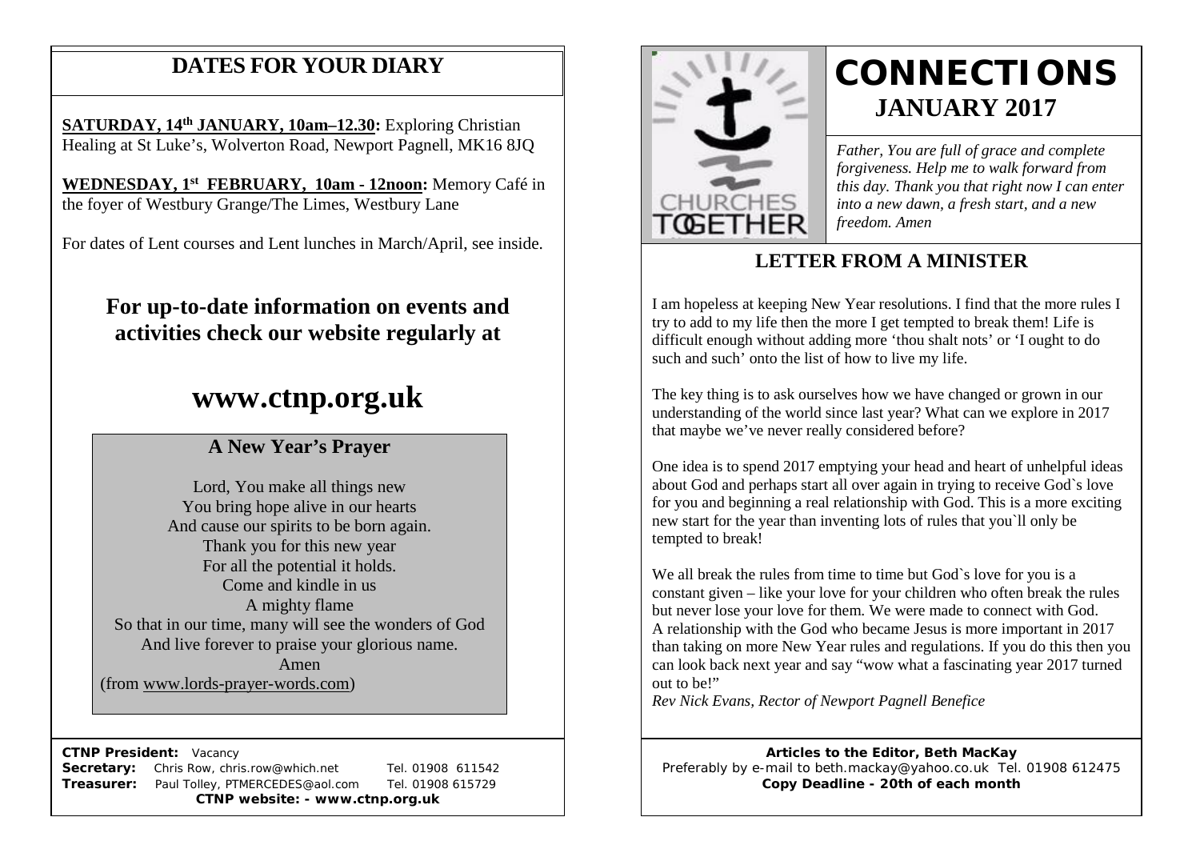## DATES FOR YOUR DIARY

**SATURDAY, 14th JANUARY, 10am–12.30:** Exploring Christian Healing at St Luke's, Wolverton Road, Newport Pagnell, MK16 8JQ

**WEDNESDAY, 1st FEBRUARY, 10am - 12noon:** Memory Café in the foyer of Westbury Grange/The Limes, Westbury Lane

For dates of Lent courses and Lent lunches in March/April, see inside.

### For up-to-date information on events and activities check our website regularly at

# www.ctnp.org.uk

### A New Year's Prayer

Lord, You make all things new
You bring hope alive in our hearts
And cause our spirits to be born again.
Thank you for this new year
For all the potential it holds.
Come and kindle in us
A mighty flame
So that in our time, many will see the wonders of God
And live forever to praise your glorious name.
Amen
(from www.lords-prayer-words.com)

**CTNP President:** Vacancy
**Secretary:** Chris Row, chris.row@which.net Tel. 01908 611542
**Treasurer:** Paul Tolley, PTMERCEDES@aol.com Tel. 01908 615729
**CTNP website: - www.ctnp.org.uk**

CHURCHES TOGETHER

# CONNECTIONS
## JANUARY 2017

*Father, You are full of grace and complete forgiveness. Help me to walk forward from this day. Thank you that right now I can enter into a new dawn, a fresh start, and a new freedom. Amen*

## LETTER FROM A MINISTER

I am hopeless at keeping New Year resolutions. I find that the more rules I try to add to my life then the more I get tempted to break them! Life is difficult enough without adding more 'thou shalt nots' or 'I ought to do such and such' onto the list of how to live my life.

The key thing is to ask ourselves how we have changed or grown in our understanding of the world since last year? What can we explore in 2017 that maybe we've never really considered before?

One idea is to spend 2017 emptying your head and heart of unhelpful ideas about God and perhaps start all over again in trying to receive God`s love for you and beginning a real relationship with God. This is a more exciting new start for the year than inventing lots of rules that you`ll only be tempted to break!

We all break the rules from time to time but God`s love for you is a constant given – like your love for your children who often break the rules but never lose your love for them. We were made to connect with God. A relationship with the God who became Jesus is more important in 2017 than taking on more New Year rules and regulations. If you do this then you can look back next year and say "wow what a fascinating year 2017 turned out to be!"

*Rev Nick Evans, Rector of Newport Pagnell Benefice*

**Articles to the Editor, Beth MacKay**
Preferably by e-mail to beth.mackay@yahoo.co.uk Tel. 01908 612475
**Copy Deadline - 20th of each month**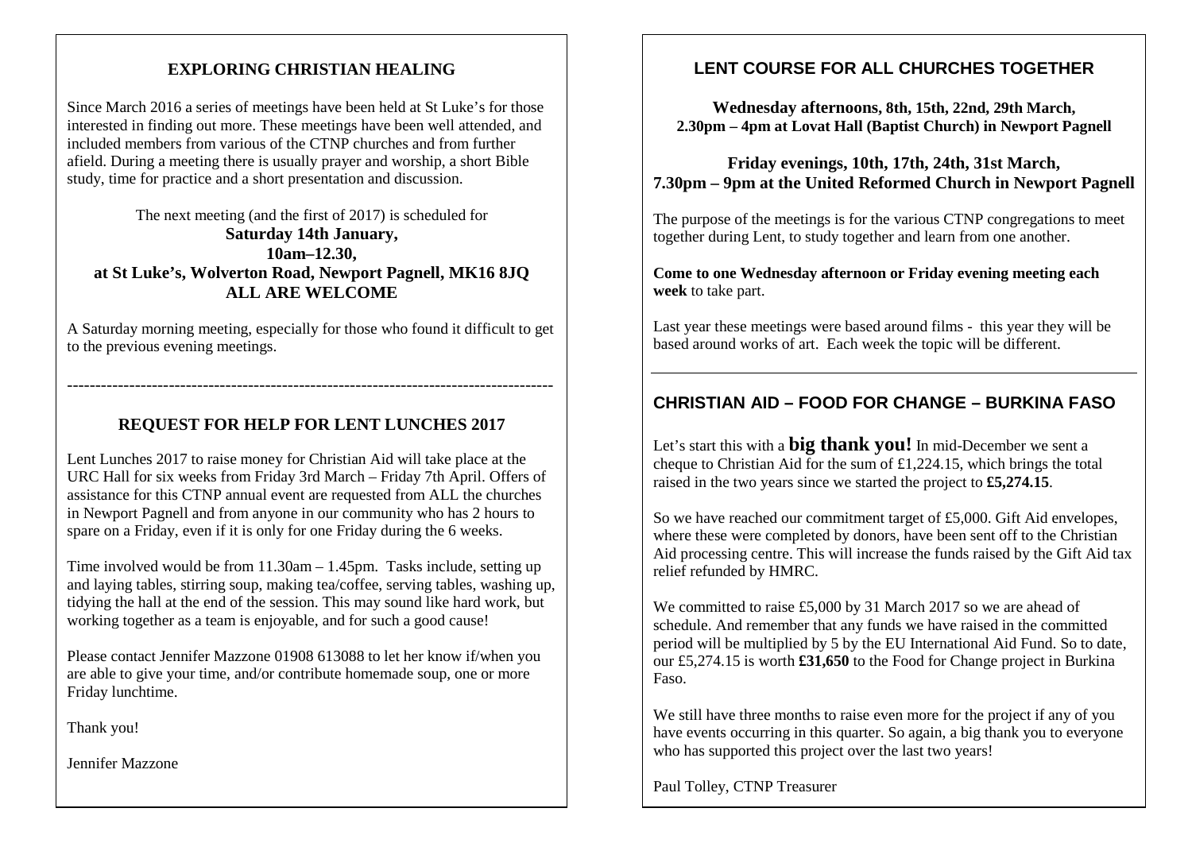## EXPLORING CHRISTIAN HEALING

Since March 2016 a series of meetings have been held at St Luke's for those interested in finding out more. These meetings have been well attended, and included members from various of the CTNP churches and from further afield. During a meeting there is usually prayer and worship, a short Bible study, time for practice and a short presentation and discussion.

The next meeting (and the first of 2017) is scheduled for
**Saturday 14th January,**
**10am–12.30,**
**at St Luke's, Wolverton Road, Newport Pagnell, MK16 8JQ**
**ALL ARE WELCOME**

A Saturday morning meeting, especially for those who found it difficult to get to the previous evening meetings.

---

## REQUEST FOR HELP FOR LENT LUNCHES 2017

Lent Lunches 2017 to raise money for Christian Aid will take place at the URC Hall for six weeks from Friday 3rd March – Friday 7th April. Offers of assistance for this CTNP annual event are requested from ALL the churches in Newport Pagnell and from anyone in our community who has 2 hours to spare on a Friday, even if it is only for one Friday during the 6 weeks.

Time involved would be from 11.30am – 1.45pm. Tasks include, setting up and laying tables, stirring soup, making tea/coffee, serving tables, washing up, tidying the hall at the end of the session. This may sound like hard work, but working together as a team is enjoyable, and for such a good cause!

Please contact Jennifer Mazzone 01908 613088 to let her know if/when you are able to give your time, and/or contribute homemade soup, one or more Friday lunchtime.

Thank you!

Jennifer Mazzone

## LENT COURSE FOR ALL CHURCHES TOGETHER

**Wednesday afternoons, 8th, 15th, 22nd, 29th March,**
**2.30pm – 4pm at Lovat Hall (Baptist Church) in Newport Pagnell**

**Friday evenings, 10th, 17th, 24th, 31st March,**
**7.30pm – 9pm at the United Reformed Church in Newport Pagnell**

The purpose of the meetings is for the various CTNP congregations to meet together during Lent, to study together and learn from one another.

**Come to one Wednesday afternoon or Friday evening meeting each week** to take part.

Last year these meetings were based around films - this year they will be based around works of art. Each week the topic will be different.

---

## CHRISTIAN AID – FOOD FOR CHANGE – BURKINA FASO

Let's start this with a **big thank you!** In mid-December we sent a cheque to Christian Aid for the sum of £1,224.15, which brings the total raised in the two years since we started the project to **£5,274.15**.

So we have reached our commitment target of £5,000. Gift Aid envelopes, where these were completed by donors, have been sent off to the Christian Aid processing centre. This will increase the funds raised by the Gift Aid tax relief refunded by HMRC.

We committed to raise £5,000 by 31 March 2017 so we are ahead of schedule. And remember that any funds we have raised in the committed period will be multiplied by 5 by the EU International Aid Fund. So to date, our £5,274.15 is worth **£31,650** to the Food for Change project in Burkina Faso.

We still have three months to raise even more for the project if any of you have events occurring in this quarter. So again, a big thank you to everyone who has supported this project over the last two years!

Paul Tolley, CTNP Treasurer